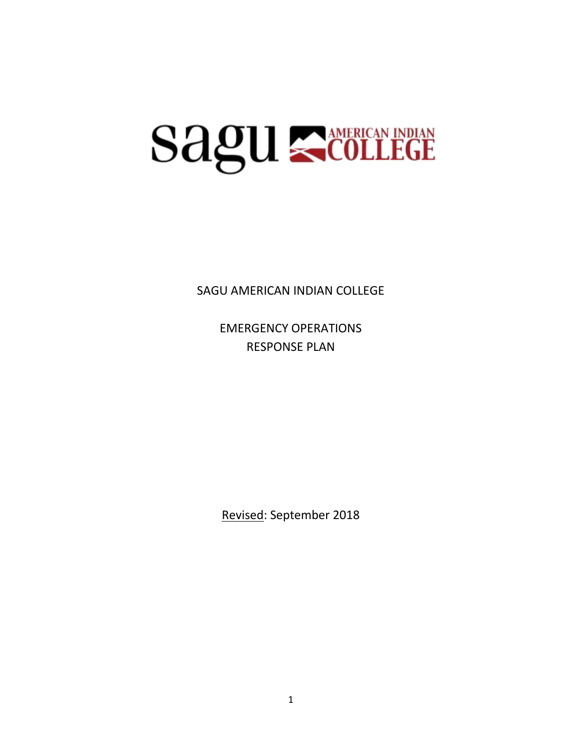sagu AMERICAN INDIAN COLLEGE

SAGU AMERICAN INDIAN COLLEGE

EMERGENCY OPERATIONS
RESPONSE PLAN

Revised: September 2018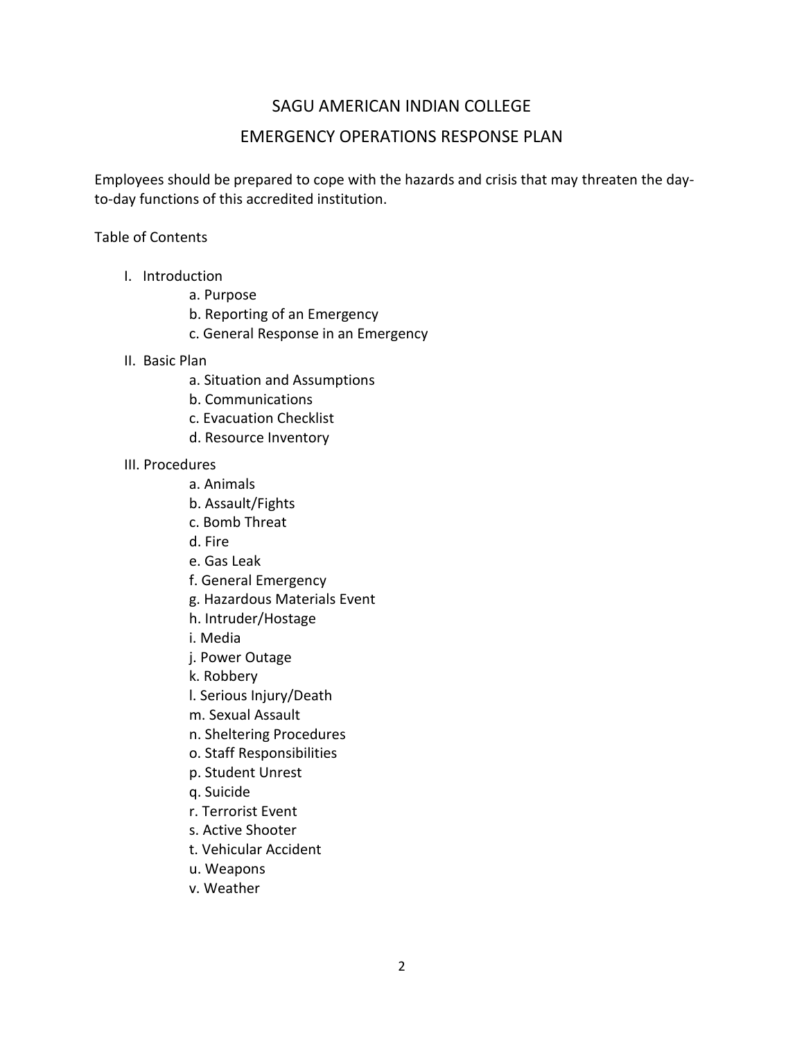# SAGU AMERICAN INDIAN COLLEGE

## EMERGENCY OPERATIONS RESPONSE PLAN

Employees should be prepared to cope with the hazards and crisis that may threaten the day-to-day functions of this accredited institution.

Table of Contents

I. Introduction
   - a. Purpose
   - b. Reporting of an Emergency
   - c. General Response in an Emergency

II. Basic Plan
   - a. Situation and Assumptions
   - b. Communications
   - c. Evacuation Checklist
   - d. Resource Inventory

III. Procedures
   - a. Animals
   - b. Assault/Fights
   - c. Bomb Threat
   - d. Fire
   - e. Gas Leak
   - f. General Emergency
   - g. Hazardous Materials Event
   - h. Intruder/Hostage
   - i. Media
   - j. Power Outage
   - k. Robbery
   - l. Serious Injury/Death
   - m. Sexual Assault
   - n. Sheltering Procedures
   - o. Staff Responsibilities
   - p. Student Unrest
   - q. Suicide
   - r. Terrorist Event
   - s. Active Shooter
   - t. Vehicular Accident
   - u. Weapons
   - v. Weather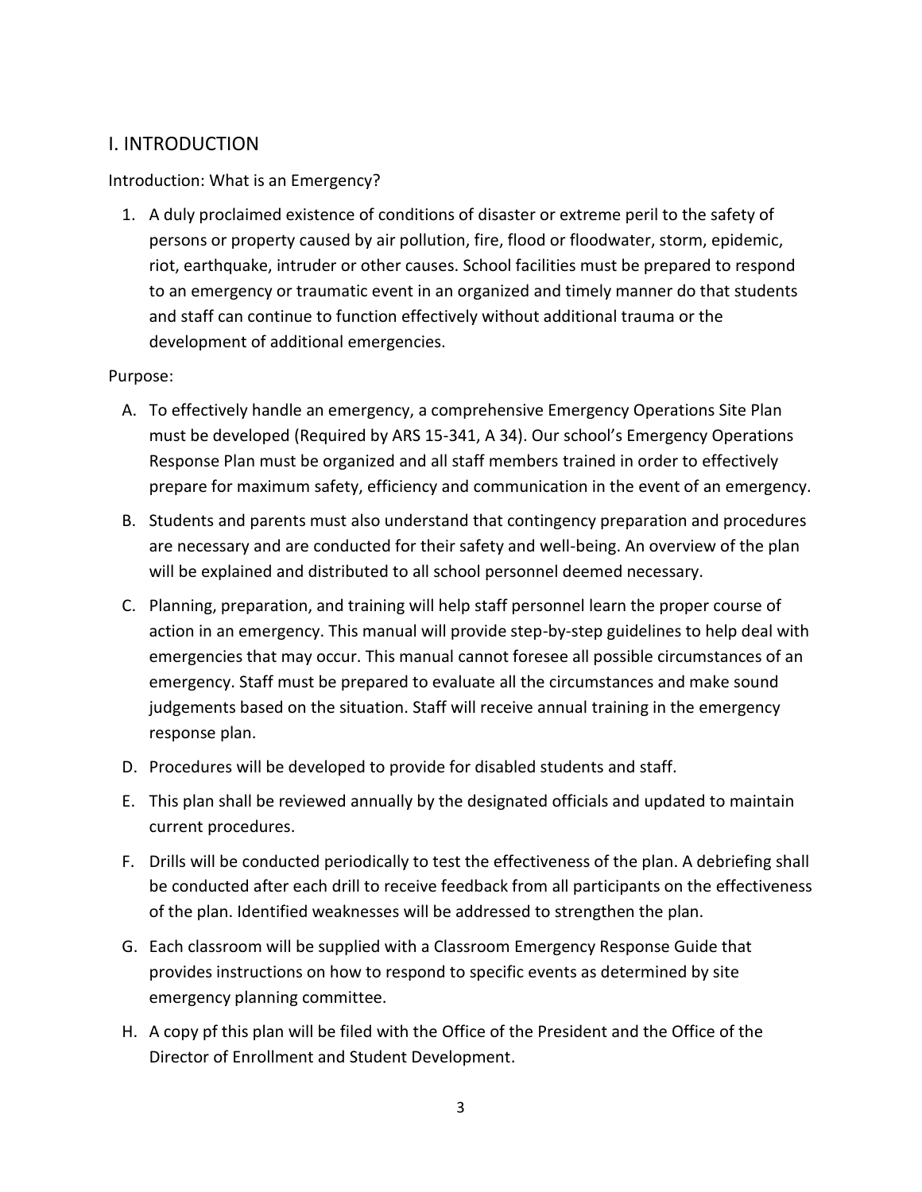## I. INTRODUCTION

Introduction: What is an Emergency?

1. A duly proclaimed existence of conditions of disaster or extreme peril to the safety of persons or property caused by air pollution, fire, flood or floodwater, storm, epidemic, riot, earthquake, intruder or other causes. School facilities must be prepared to respond to an emergency or traumatic event in an organized and timely manner do that students and staff can continue to function effectively without additional trauma or the development of additional emergencies.

Purpose:

A. To effectively handle an emergency, a comprehensive Emergency Operations Site Plan must be developed (Required by ARS 15-341, A 34). Our school's Emergency Operations Response Plan must be organized and all staff members trained in order to effectively prepare for maximum safety, efficiency and communication in the event of an emergency.

B. Students and parents must also understand that contingency preparation and procedures are necessary and are conducted for their safety and well-being. An overview of the plan will be explained and distributed to all school personnel deemed necessary.

C. Planning, preparation, and training will help staff personnel learn the proper course of action in an emergency. This manual will provide step-by-step guidelines to help deal with emergencies that may occur. This manual cannot foresee all possible circumstances of an emergency. Staff must be prepared to evaluate all the circumstances and make sound judgements based on the situation. Staff will receive annual training in the emergency response plan.

D. Procedures will be developed to provide for disabled students and staff.

E. This plan shall be reviewed annually by the designated officials and updated to maintain current procedures.

F. Drills will be conducted periodically to test the effectiveness of the plan. A debriefing shall be conducted after each drill to receive feedback from all participants on the effectiveness of the plan. Identified weaknesses will be addressed to strengthen the plan.

G. Each classroom will be supplied with a Classroom Emergency Response Guide that provides instructions on how to respond to specific events as determined by site emergency planning committee.

H. A copy pf this plan will be filed with the Office of the President and the Office of the Director of Enrollment and Student Development.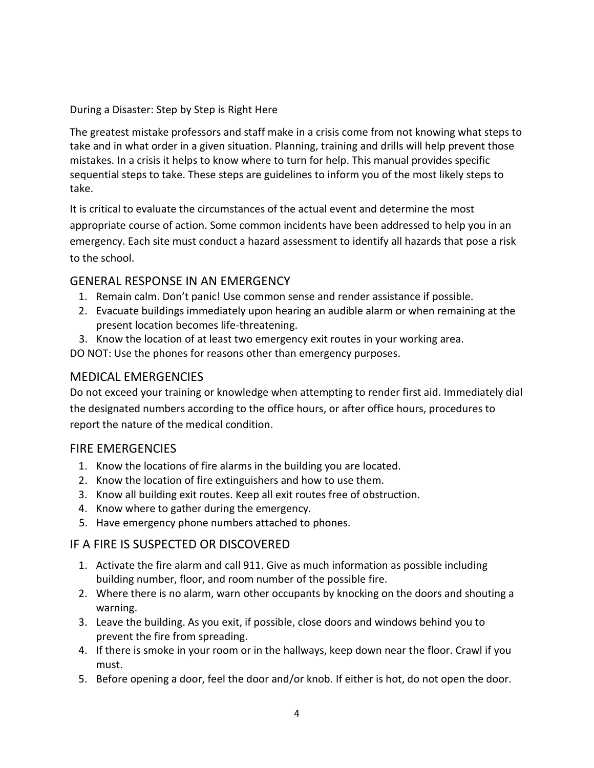During a Disaster: Step by Step is Right Here

The greatest mistake professors and staff make in a crisis come from not knowing what steps to take and in what order in a given situation. Planning, training and drills will help prevent those mistakes. In a crisis it helps to know where to turn for help. This manual provides specific sequential steps to take. These steps are guidelines to inform you of the most likely steps to take.

It is critical to evaluate the circumstances of the actual event and determine the most appropriate course of action. Some common incidents have been addressed to help you in an emergency. Each site must conduct a hazard assessment to identify all hazards that pose a risk to the school.

## GENERAL RESPONSE IN AN EMERGENCY

1. Remain calm. Don't panic! Use common sense and render assistance if possible.
2. Evacuate buildings immediately upon hearing an audible alarm or when remaining at the present location becomes life-threatening.
3. Know the location of at least two emergency exit routes in your working area.

DO NOT: Use the phones for reasons other than emergency purposes.

## MEDICAL EMERGENCIES

Do not exceed your training or knowledge when attempting to render first aid. Immediately dial the designated numbers according to the office hours, or after office hours, procedures to report the nature of the medical condition.

## FIRE EMERGENCIES

1. Know the locations of fire alarms in the building you are located.
2. Know the location of fire extinguishers and how to use them.
3. Know all building exit routes. Keep all exit routes free of obstruction.
4. Know where to gather during the emergency.
5. Have emergency phone numbers attached to phones.

## IF A FIRE IS SUSPECTED OR DISCOVERED

1. Activate the fire alarm and call 911. Give as much information as possible including building number, floor, and room number of the possible fire.
2. Where there is no alarm, warn other occupants by knocking on the doors and shouting a warning.
3. Leave the building. As you exit, if possible, close doors and windows behind you to prevent the fire from spreading.
4. If there is smoke in your room or in the hallways, keep down near the floor. Crawl if you must.
5. Before opening a door, feel the door and/or knob. If either is hot, do not open the door.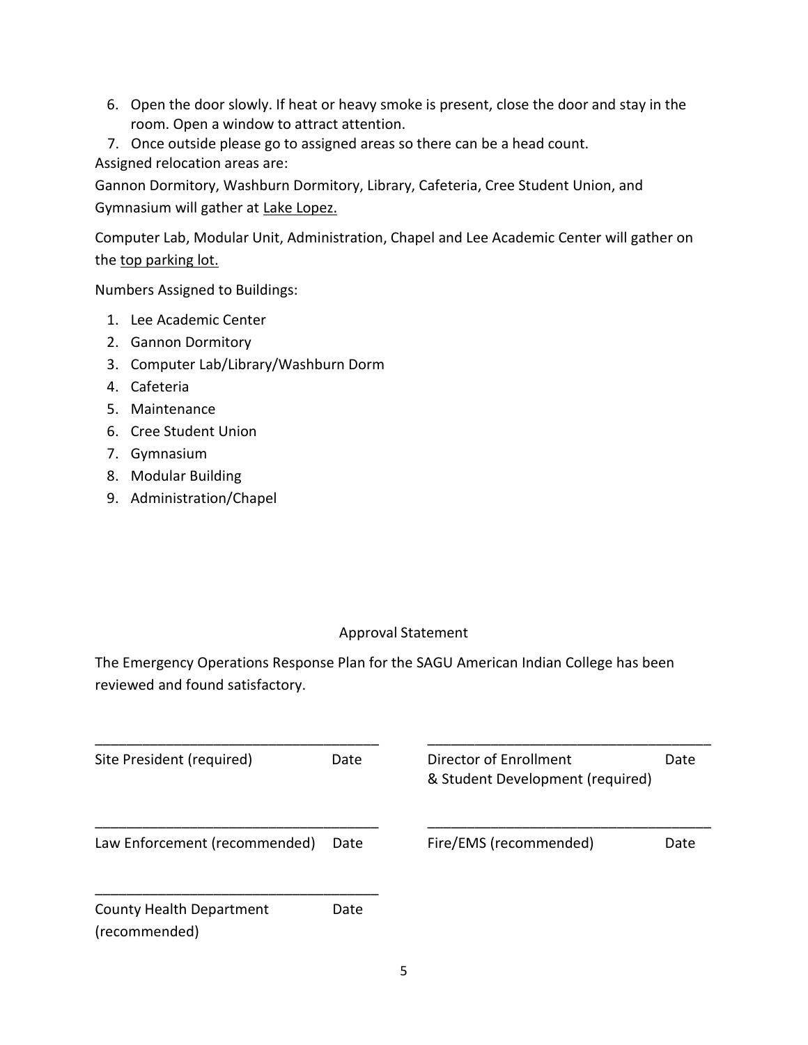6. Open the door slowly. If heat or heavy smoke is present, close the door and stay in the room. Open a window to attract attention.
7. Once outside please go to assigned areas so there can be a head count.

Assigned relocation areas are:

Gannon Dormitory, Washburn Dormitory, Library, Cafeteria, Cree Student Union, and Gymnasium will gather at <u>Lake Lopez.</u>

Computer Lab, Modular Unit, Administration, Chapel and Lee Academic Center will gather on the <u>top parking lot.</u>

Numbers Assigned to Buildings:

1. Lee Academic Center
2. Gannon Dormitory
3. Computer Lab/Library/Washburn Dorm
4. Cafeteria
5. Maintenance
6. Cree Student Union
7. Gymnasium
8. Modular Building
9. Administration/Chapel

Approval Statement

The Emergency Operations Response Plan for the SAGU American Indian College has been reviewed and found satisfactory.

\_\_\_\_\_\_\_\_\_\_\_\_\_\_\_\_\_\_\_\_\_\_\_\_\_\_\_\_\_\_\_\_\_\_\_\_
Site President (required) Date

\_\_\_\_\_\_\_\_\_\_\_\_\_\_\_\_\_\_\_\_\_\_\_\_\_\_\_\_\_\_\_\_\_\_\_\_
Director of Enrollment & Student Development (required) Date

\_\_\_\_\_\_\_\_\_\_\_\_\_\_\_\_\_\_\_\_\_\_\_\_\_\_\_\_\_\_\_\_\_\_\_\_
Law Enforcement (recommended) Date

\_\_\_\_\_\_\_\_\_\_\_\_\_\_\_\_\_\_\_\_\_\_\_\_\_\_\_\_\_\_\_\_\_\_\_\_
Fire/EMS (recommended) Date

\_\_\_\_\_\_\_\_\_\_\_\_\_\_\_\_\_\_\_\_\_\_\_\_\_\_\_\_\_\_\_\_\_\_\_\_
County Health Department (recommended) Date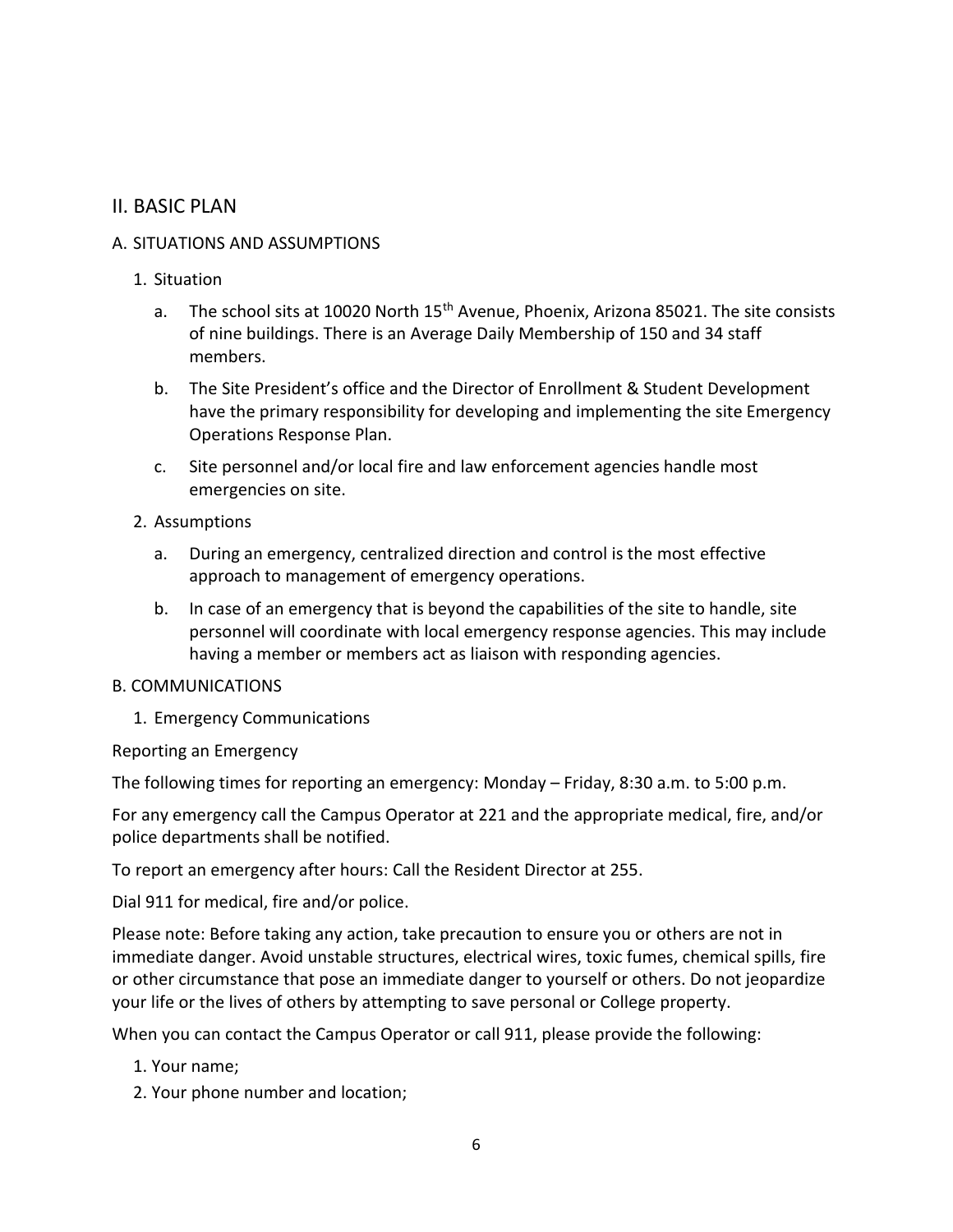## II. BASIC PLAN

### A. SITUATIONS AND ASSUMPTIONS

1. Situation

   a. The school sits at 10020 North 15th Avenue, Phoenix, Arizona 85021. The site consists of nine buildings. There is an Average Daily Membership of 150 and 34 staff members.

   b. The Site President's office and the Director of Enrollment & Student Development have the primary responsibility for developing and implementing the site Emergency Operations Response Plan.

   c. Site personnel and/or local fire and law enforcement agencies handle most emergencies on site.

2. Assumptions

   a. During an emergency, centralized direction and control is the most effective approach to management of emergency operations.

   b. In case of an emergency that is beyond the capabilities of the site to handle, site personnel will coordinate with local emergency response agencies. This may include having a member or members act as liaison with responding agencies.

### B. COMMUNICATIONS

1. Emergency Communications

Reporting an Emergency

The following times for reporting an emergency: Monday – Friday, 8:30 a.m. to 5:00 p.m.

For any emergency call the Campus Operator at 221 and the appropriate medical, fire, and/or police departments shall be notified.

To report an emergency after hours: Call the Resident Director at 255.

Dial 911 for medical, fire and/or police.

Please note: Before taking any action, take precaution to ensure you or others are not in immediate danger. Avoid unstable structures, electrical wires, toxic fumes, chemical spills, fire or other circumstance that pose an immediate danger to yourself or others. Do not jeopardize your life or the lives of others by attempting to save personal or College property.

When you can contact the Campus Operator or call 911, please provide the following:

1. Your name;
2. Your phone number and location;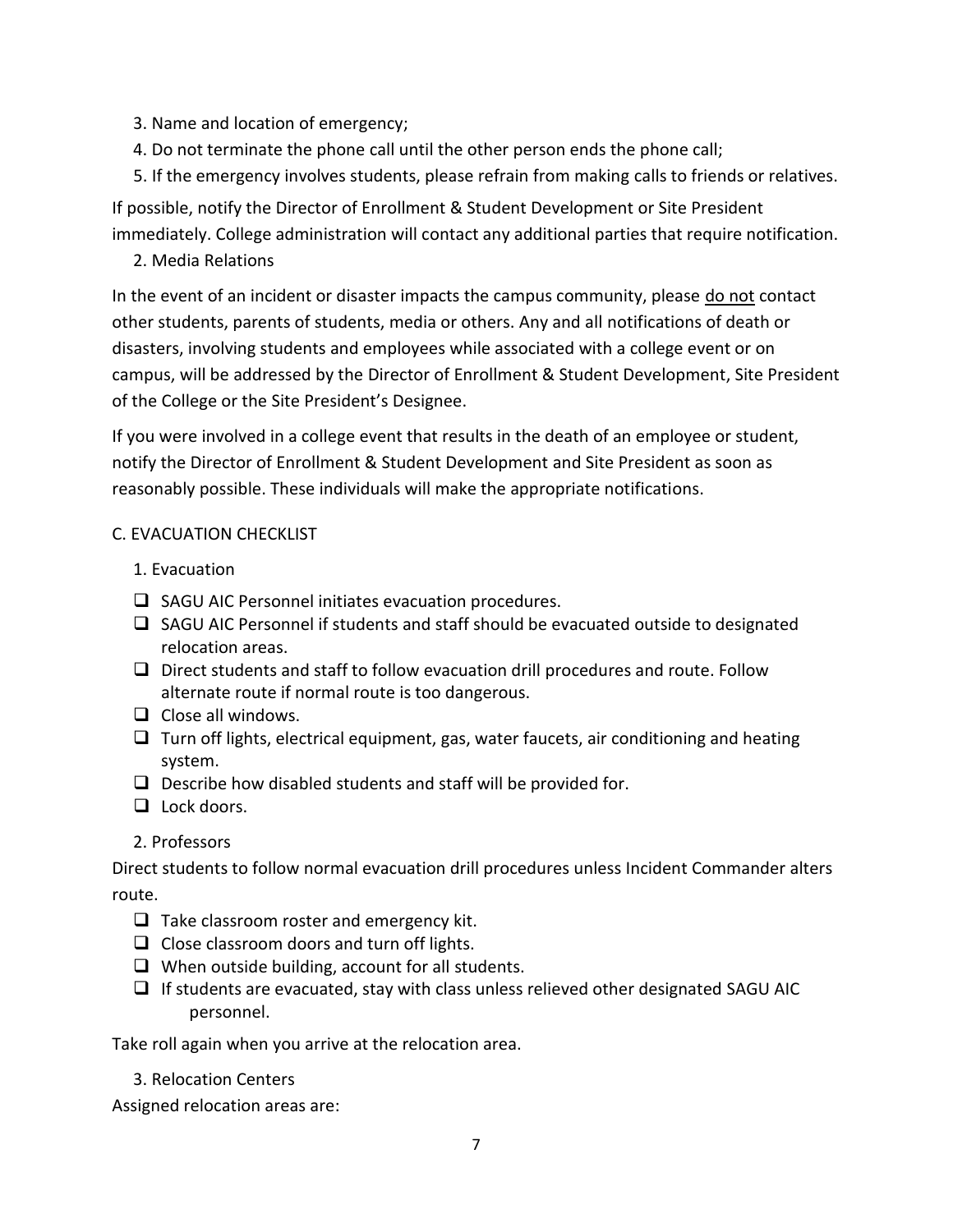3. Name and location of emergency;
4. Do not terminate the phone call until the other person ends the phone call;
5. If the emergency involves students, please refrain from making calls to friends or relatives.

If possible, notify the Director of Enrollment & Student Development or Site President immediately. College administration will contact any additional parties that require notification.

2. Media Relations

In the event of an incident or disaster impacts the campus community, please <u>do not</u> contact other students, parents of students, media or others. Any and all notifications of death or disasters, involving students and employees while associated with a college event or on campus, will be addressed by the Director of Enrollment & Student Development, Site President of the College or the Site President's Designee.

If you were involved in a college event that results in the death of an employee or student, notify the Director of Enrollment & Student Development and Site President as soon as reasonably possible. These individuals will make the appropriate notifications.

C. EVACUATION CHECKLIST

1. Evacuation

- ❑ SAGU AIC Personnel initiates evacuation procedures.
- ❑ SAGU AIC Personnel if students and staff should be evacuated outside to designated relocation areas.
- ❑ Direct students and staff to follow evacuation drill procedures and route. Follow alternate route if normal route is too dangerous.
- ❑ Close all windows.
- ❑ Turn off lights, electrical equipment, gas, water faucets, air conditioning and heating system.
- ❑ Describe how disabled students and staff will be provided for.
- ❑ Lock doors.

2. Professors

Direct students to follow normal evacuation drill procedures unless Incident Commander alters route.

- ❑ Take classroom roster and emergency kit.
- ❑ Close classroom doors and turn off lights.
- ❑ When outside building, account for all students.
- ❑ If students are evacuated, stay with class unless relieved other designated SAGU AIC personnel.

Take roll again when you arrive at the relocation area.

3. Relocation Centers

Assigned relocation areas are: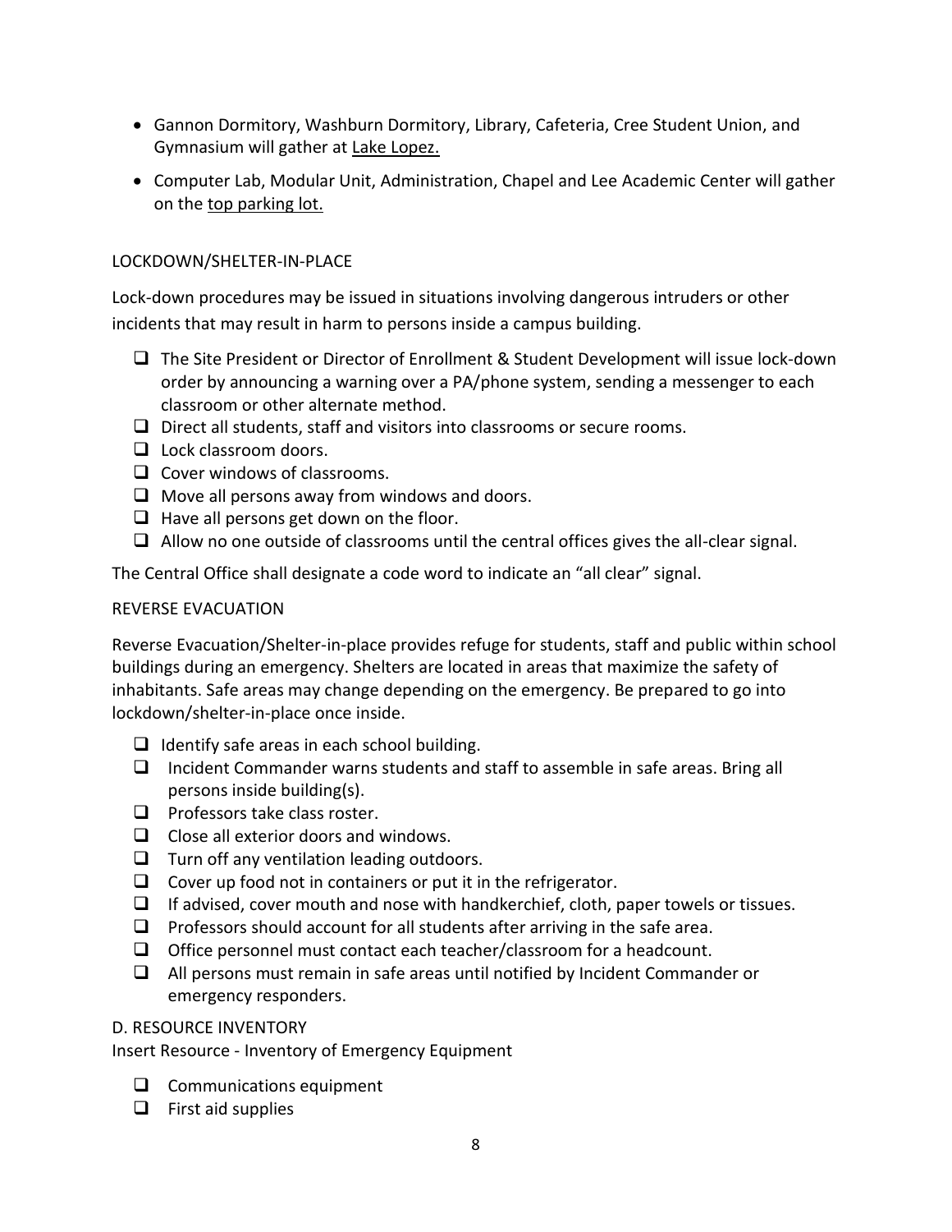- Gannon Dormitory, Washburn Dormitory, Library, Cafeteria, Cree Student Union, and Gymnasium will gather at <u>Lake Lopez.</u>
- Computer Lab, Modular Unit, Administration, Chapel and Lee Academic Center will gather on the <u>top parking lot.</u>

LOCKDOWN/SHELTER-IN-PLACE

Lock-down procedures may be issued in situations involving dangerous intruders or other incidents that may result in harm to persons inside a campus building.

- ☐ The Site President or Director of Enrollment & Student Development will issue lock-down order by announcing a warning over a PA/phone system, sending a messenger to each classroom or other alternate method.
- ☐ Direct all students, staff and visitors into classrooms or secure rooms.
- ☐ Lock classroom doors.
- ☐ Cover windows of classrooms.
- ☐ Move all persons away from windows and doors.
- ☐ Have all persons get down on the floor.
- ☐ Allow no one outside of classrooms until the central offices gives the all-clear signal.

The Central Office shall designate a code word to indicate an "all clear" signal.

REVERSE EVACUATION

Reverse Evacuation/Shelter-in-place provides refuge for students, staff and public within school buildings during an emergency. Shelters are located in areas that maximize the safety of inhabitants. Safe areas may change depending on the emergency. Be prepared to go into lockdown/shelter-in-place once inside.

- ☐ Identify safe areas in each school building.
- ☐ Incident Commander warns students and staff to assemble in safe areas. Bring all persons inside building(s).
- ☐ Professors take class roster.
- ☐ Close all exterior doors and windows.
- ☐ Turn off any ventilation leading outdoors.
- ☐ Cover up food not in containers or put it in the refrigerator.
- ☐ If advised, cover mouth and nose with handkerchief, cloth, paper towels or tissues.
- ☐ Professors should account for all students after arriving in the safe area.
- ☐ Office personnel must contact each teacher/classroom for a headcount.
- ☐ All persons must remain in safe areas until notified by Incident Commander or emergency responders.

D. RESOURCE INVENTORY

Insert Resource - Inventory of Emergency Equipment

- ☐ Communications equipment
- ☐ First aid supplies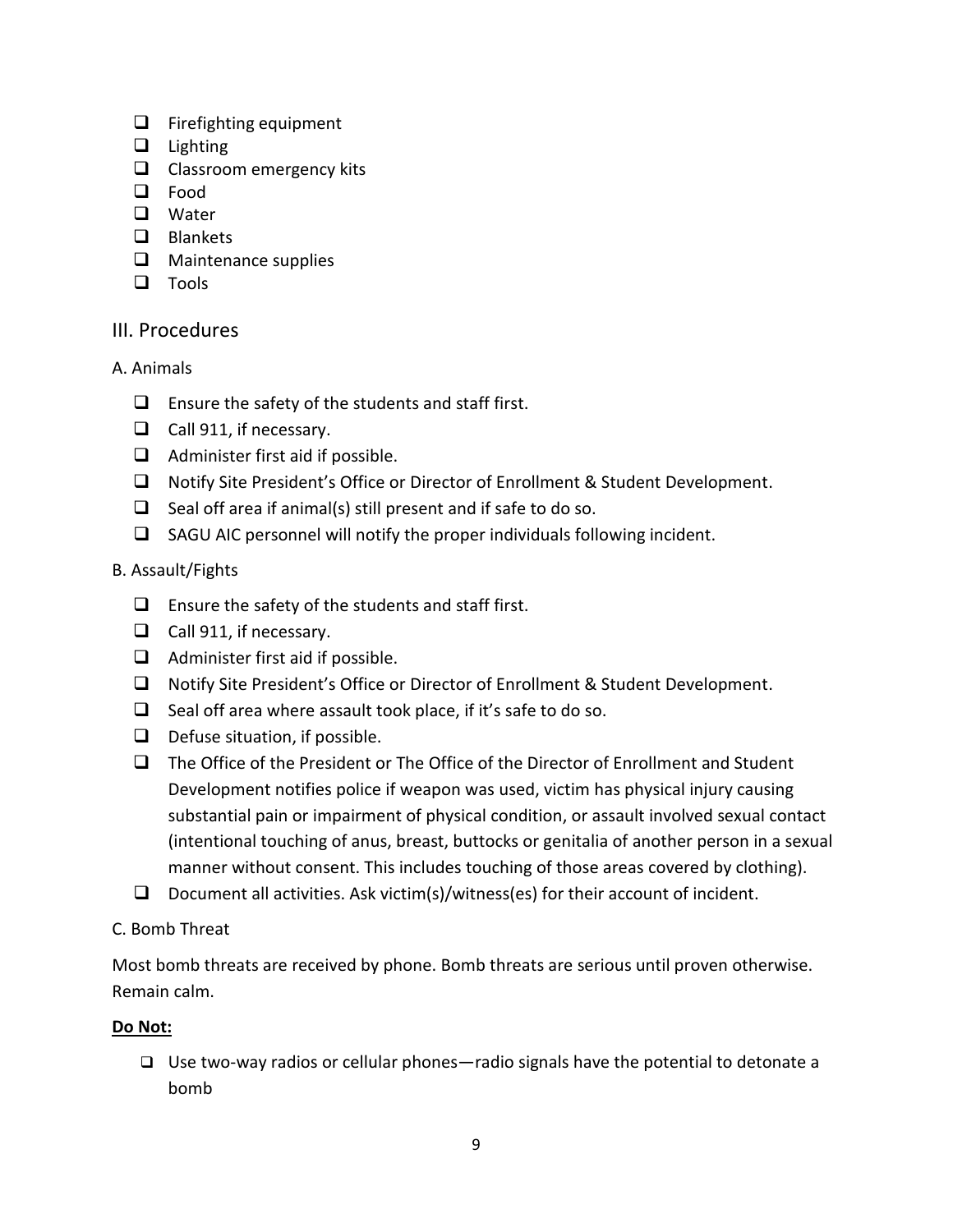- [ ] Firefighting equipment
- [ ] Lighting
- [ ] Classroom emergency kits
- [ ] Food
- [ ] Water
- [ ] Blankets
- [ ] Maintenance supplies
- [ ] Tools

## III. Procedures

### A. Animals

- [ ] Ensure the safety of the students and staff first.
- [ ] Call 911, if necessary.
- [ ] Administer first aid if possible.
- [ ] Notify Site President's Office or Director of Enrollment & Student Development.
- [ ] Seal off area if animal(s) still present and if safe to do so.
- [ ] SAGU AIC personnel will notify the proper individuals following incident.

### B. Assault/Fights

- [ ] Ensure the safety of the students and staff first.
- [ ] Call 911, if necessary.
- [ ] Administer first aid if possible.
- [ ] Notify Site President's Office or Director of Enrollment & Student Development.
- [ ] Seal off area where assault took place, if it's safe to do so.
- [ ] Defuse situation, if possible.
- [ ] The Office of the President or The Office of the Director of Enrollment and Student Development notifies police if weapon was used, victim has physical injury causing substantial pain or impairment of physical condition, or assault involved sexual contact (intentional touching of anus, breast, buttocks or genitalia of another person in a sexual manner without consent. This includes touching of those areas covered by clothing).
- [ ] Document all activities. Ask victim(s)/witness(es) for their account of incident.

### C. Bomb Threat

Most bomb threats are received by phone. Bomb threats are serious until proven otherwise. Remain calm.

**Do Not:**

- [ ] Use two-way radios or cellular phones—radio signals have the potential to detonate a bomb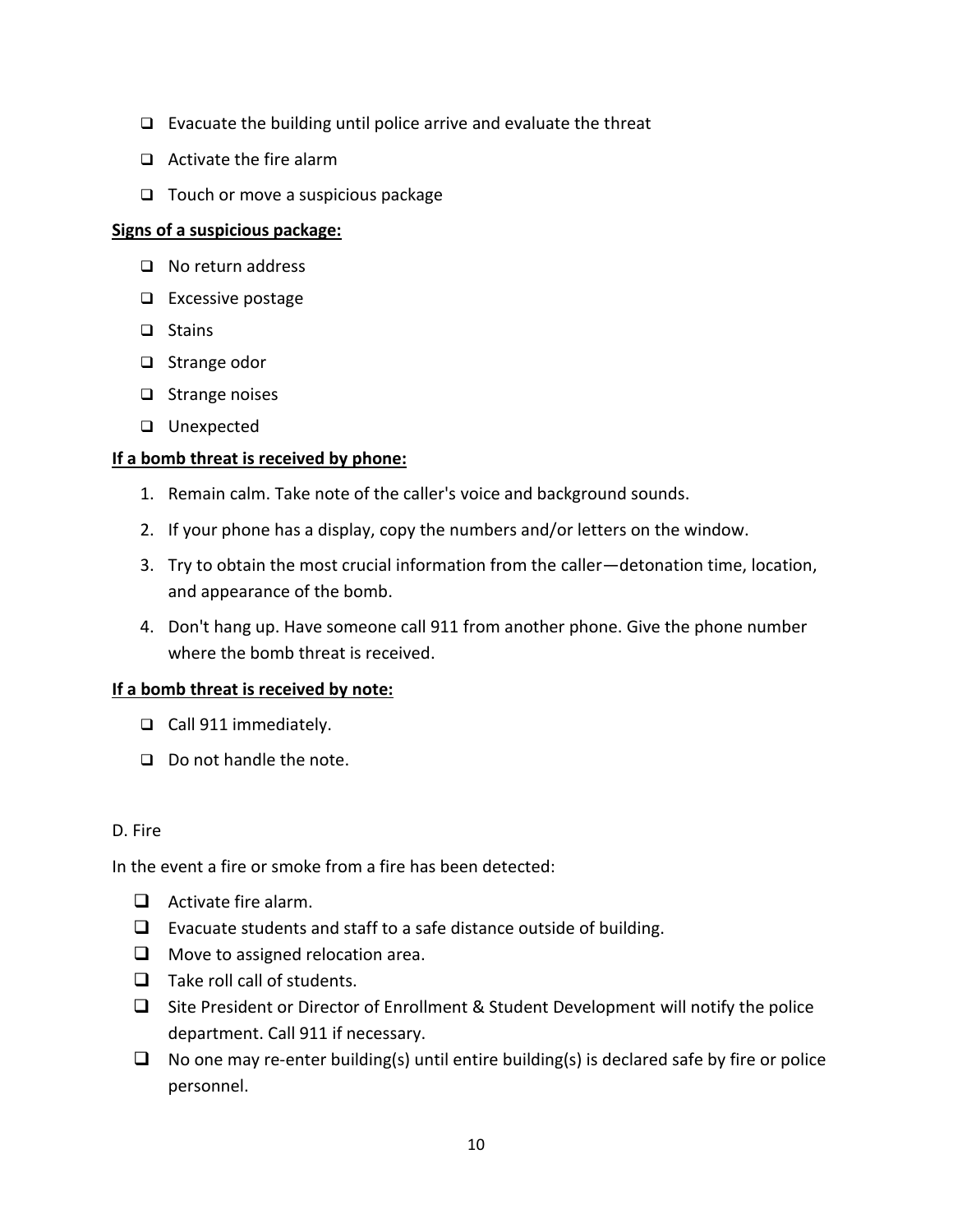- ❑ Evacuate the building until police arrive and evaluate the threat
- ❑ Activate the fire alarm
- ❑ Touch or move a suspicious package

**Signs of a suspicious package:**

- ❑ No return address
- ❑ Excessive postage
- ❑ Stains
- ❑ Strange odor
- ❑ Strange noises
- ❑ Unexpected

**If a bomb threat is received by phone:**

1. Remain calm. Take note of the caller's voice and background sounds.
2. If your phone has a display, copy the numbers and/or letters on the window.
3. Try to obtain the most crucial information from the caller—detonation time, location, and appearance of the bomb.
4. Don't hang up. Have someone call 911 from another phone. Give the phone number where the bomb threat is received.

**If a bomb threat is received by note:**

- ❑ Call 911 immediately.
- ❑ Do not handle the note.

D. Fire

In the event a fire or smoke from a fire has been detected:

- ❑ Activate fire alarm.
- ❑ Evacuate students and staff to a safe distance outside of building.
- ❑ Move to assigned relocation area.
- ❑ Take roll call of students.
- ❑ Site President or Director of Enrollment & Student Development will notify the police department. Call 911 if necessary.
- ❑ No one may re-enter building(s) until entire building(s) is declared safe by fire or police personnel.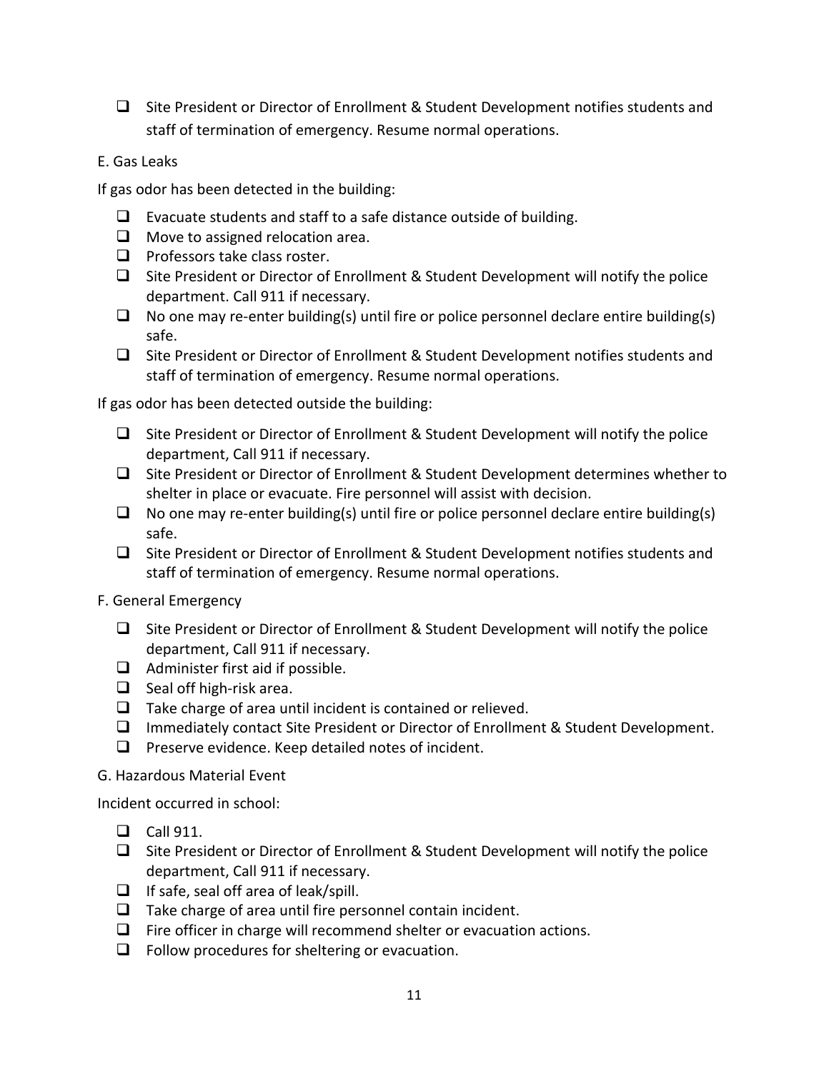- [ ] Site President or Director of Enrollment & Student Development notifies students and staff of termination of emergency. Resume normal operations.

E. Gas Leaks

If gas odor has been detected in the building:

- [ ] Evacuate students and staff to a safe distance outside of building.
- [ ] Move to assigned relocation area.
- [ ] Professors take class roster.
- [ ] Site President or Director of Enrollment & Student Development will notify the police department. Call 911 if necessary.
- [ ] No one may re-enter building(s) until fire or police personnel declare entire building(s) safe.
- [ ] Site President or Director of Enrollment & Student Development notifies students and staff of termination of emergency. Resume normal operations.

If gas odor has been detected outside the building:

- [ ] Site President or Director of Enrollment & Student Development will notify the police department, Call 911 if necessary.
- [ ] Site President or Director of Enrollment & Student Development determines whether to shelter in place or evacuate. Fire personnel will assist with decision.
- [ ] No one may re-enter building(s) until fire or police personnel declare entire building(s) safe.
- [ ] Site President or Director of Enrollment & Student Development notifies students and staff of termination of emergency. Resume normal operations.

F. General Emergency

- [ ] Site President or Director of Enrollment & Student Development will notify the police department, Call 911 if necessary.
- [ ] Administer first aid if possible.
- [ ] Seal off high-risk area.
- [ ] Take charge of area until incident is contained or relieved.
- [ ] Immediately contact Site President or Director of Enrollment & Student Development.
- [ ] Preserve evidence. Keep detailed notes of incident.

G. Hazardous Material Event

Incident occurred in school:

- [ ] Call 911.
- [ ] Site President or Director of Enrollment & Student Development will notify the police department, Call 911 if necessary.
- [ ] If safe, seal off area of leak/spill.
- [ ] Take charge of area until fire personnel contain incident.
- [ ] Fire officer in charge will recommend shelter or evacuation actions.
- [ ] Follow procedures for sheltering or evacuation.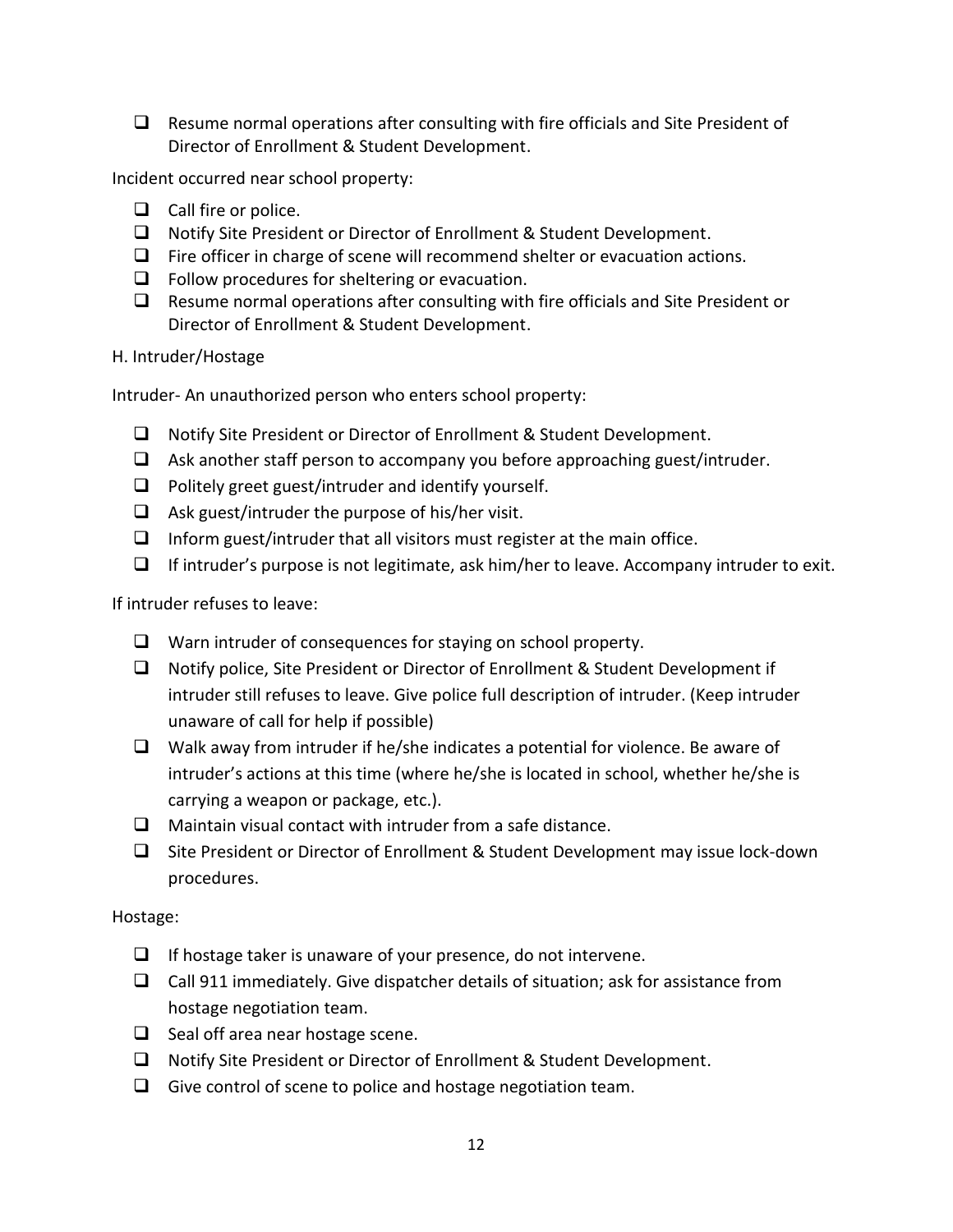- [ ] Resume normal operations after consulting with fire officials and Site President of Director of Enrollment & Student Development.

Incident occurred near school property:

- [ ] Call fire or police.
- [ ] Notify Site President or Director of Enrollment & Student Development.
- [ ] Fire officer in charge of scene will recommend shelter or evacuation actions.
- [ ] Follow procedures for sheltering or evacuation.
- [ ] Resume normal operations after consulting with fire officials and Site President or Director of Enrollment & Student Development.

H. Intruder/Hostage

Intruder- An unauthorized person who enters school property:

- [ ] Notify Site President or Director of Enrollment & Student Development.
- [ ] Ask another staff person to accompany you before approaching guest/intruder.
- [ ] Politely greet guest/intruder and identify yourself.
- [ ] Ask guest/intruder the purpose of his/her visit.
- [ ] Inform guest/intruder that all visitors must register at the main office.
- [ ] If intruder's purpose is not legitimate, ask him/her to leave. Accompany intruder to exit.

If intruder refuses to leave:

- [ ] Warn intruder of consequences for staying on school property.
- [ ] Notify police, Site President or Director of Enrollment & Student Development if intruder still refuses to leave. Give police full description of intruder. (Keep intruder unaware of call for help if possible)
- [ ] Walk away from intruder if he/she indicates a potential for violence. Be aware of intruder's actions at this time (where he/she is located in school, whether he/she is carrying a weapon or package, etc.).
- [ ] Maintain visual contact with intruder from a safe distance.
- [ ] Site President or Director of Enrollment & Student Development may issue lock-down procedures.

Hostage:

- [ ] If hostage taker is unaware of your presence, do not intervene.
- [ ] Call 911 immediately. Give dispatcher details of situation; ask for assistance from hostage negotiation team.
- [ ] Seal off area near hostage scene.
- [ ] Notify Site President or Director of Enrollment & Student Development.
- [ ] Give control of scene to police and hostage negotiation team.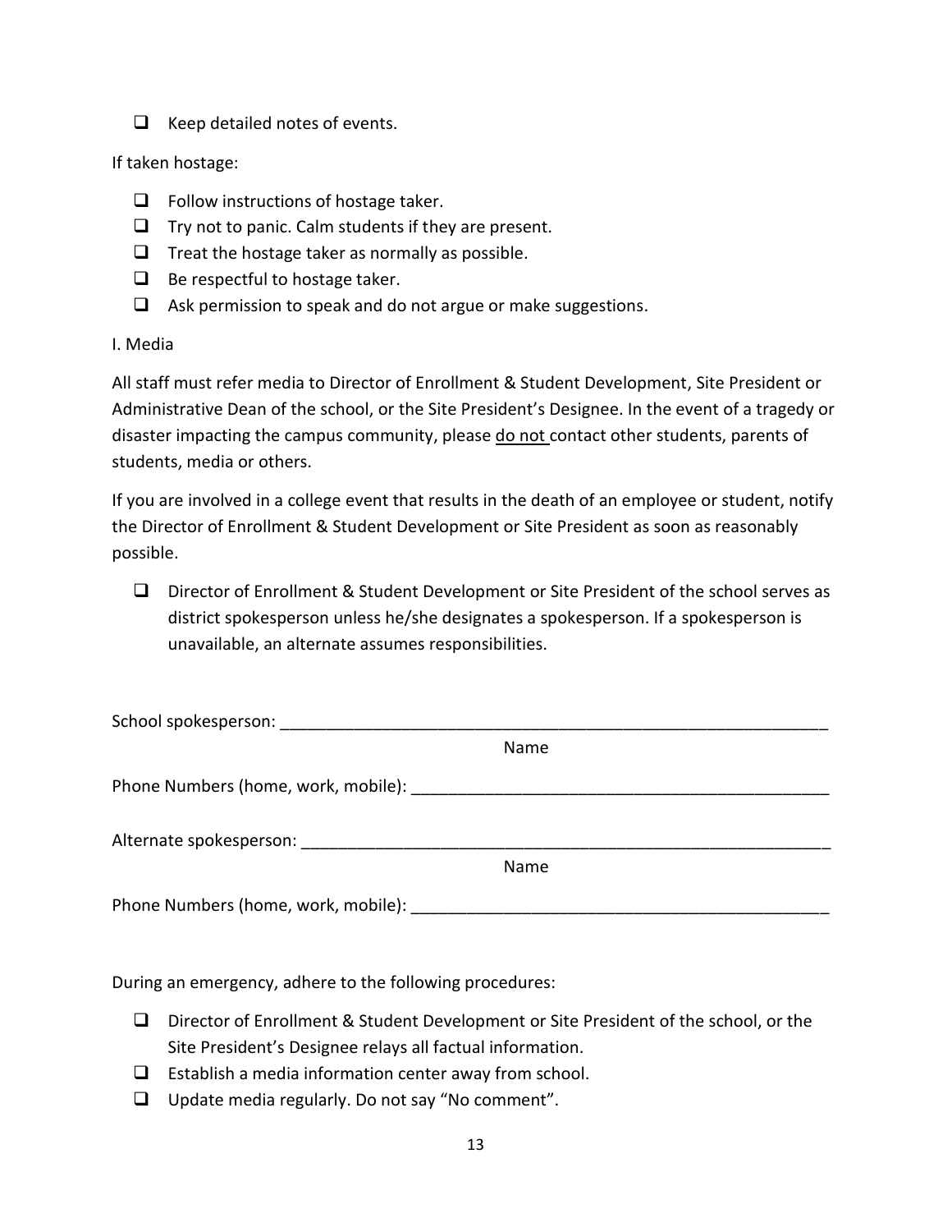- [ ] Keep detailed notes of events.

If taken hostage:

- [ ] Follow instructions of hostage taker.
- [ ] Try not to panic. Calm students if they are present.
- [ ] Treat the hostage taker as normally as possible.
- [ ] Be respectful to hostage taker.
- [ ] Ask permission to speak and do not argue or make suggestions.

I. Media

All staff must refer media to Director of Enrollment & Student Development, Site President or Administrative Dean of the school, or the Site President's Designee. In the event of a tragedy or disaster impacting the campus community, please <u>do not</u> contact other students, parents of students, media or others.

If you are involved in a college event that results in the death of an employee or student, notify the Director of Enrollment & Student Development or Site President as soon as reasonably possible.

- [ ] Director of Enrollment & Student Development or Site President of the school serves as district spokesperson unless he/she designates a spokesperson. If a spokesperson is unavailable, an alternate assumes responsibilities.

School spokesperson: ______________________________________________
Name

Phone Numbers (home, work, mobile): ______________________________________________

Alternate spokesperson: ______________________________________________
Name

Phone Numbers (home, work, mobile): ______________________________________________

During an emergency, adhere to the following procedures:

- [ ] Director of Enrollment & Student Development or Site President of the school, or the Site President's Designee relays all factual information.
- [ ] Establish a media information center away from school.
- [ ] Update media regularly. Do not say "No comment".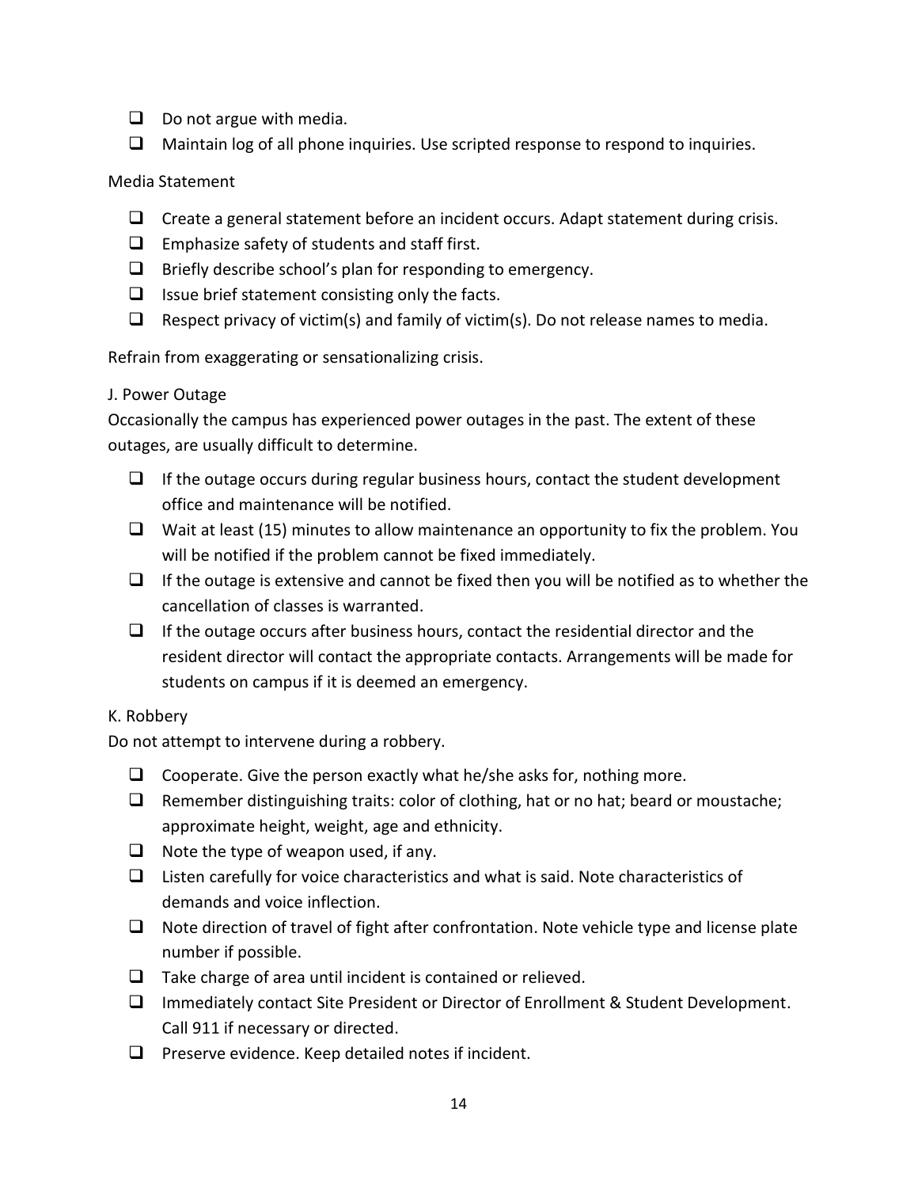- ❑ Do not argue with media.
- ❑ Maintain log of all phone inquiries. Use scripted response to respond to inquiries.

Media Statement

- ❑ Create a general statement before an incident occurs. Adapt statement during crisis.
- ❑ Emphasize safety of students and staff first.
- ❑ Briefly describe school's plan for responding to emergency.
- ❑ Issue brief statement consisting only the facts.
- ❑ Respect privacy of victim(s) and family of victim(s). Do not release names to media.

Refrain from exaggerating or sensationalizing crisis.

### J. Power Outage

Occasionally the campus has experienced power outages in the past. The extent of these outages, are usually difficult to determine.

- ❑ If the outage occurs during regular business hours, contact the student development office and maintenance will be notified.
- ❑ Wait at least (15) minutes to allow maintenance an opportunity to fix the problem. You will be notified if the problem cannot be fixed immediately.
- ❑ If the outage is extensive and cannot be fixed then you will be notified as to whether the cancellation of classes is warranted.
- ❑ If the outage occurs after business hours, contact the residential director and the resident director will contact the appropriate contacts. Arrangements will be made for students on campus if it is deemed an emergency.

### K. Robbery

Do not attempt to intervene during a robbery.

- ❑ Cooperate. Give the person exactly what he/she asks for, nothing more.
- ❑ Remember distinguishing traits: color of clothing, hat or no hat; beard or moustache; approximate height, weight, age and ethnicity.
- ❑ Note the type of weapon used, if any.
- ❑ Listen carefully for voice characteristics and what is said. Note characteristics of demands and voice inflection.
- ❑ Note direction of travel of fight after confrontation. Note vehicle type and license plate number if possible.
- ❑ Take charge of area until incident is contained or relieved.
- ❑ Immediately contact Site President or Director of Enrollment & Student Development. Call 911 if necessary or directed.
- ❑ Preserve evidence. Keep detailed notes if incident.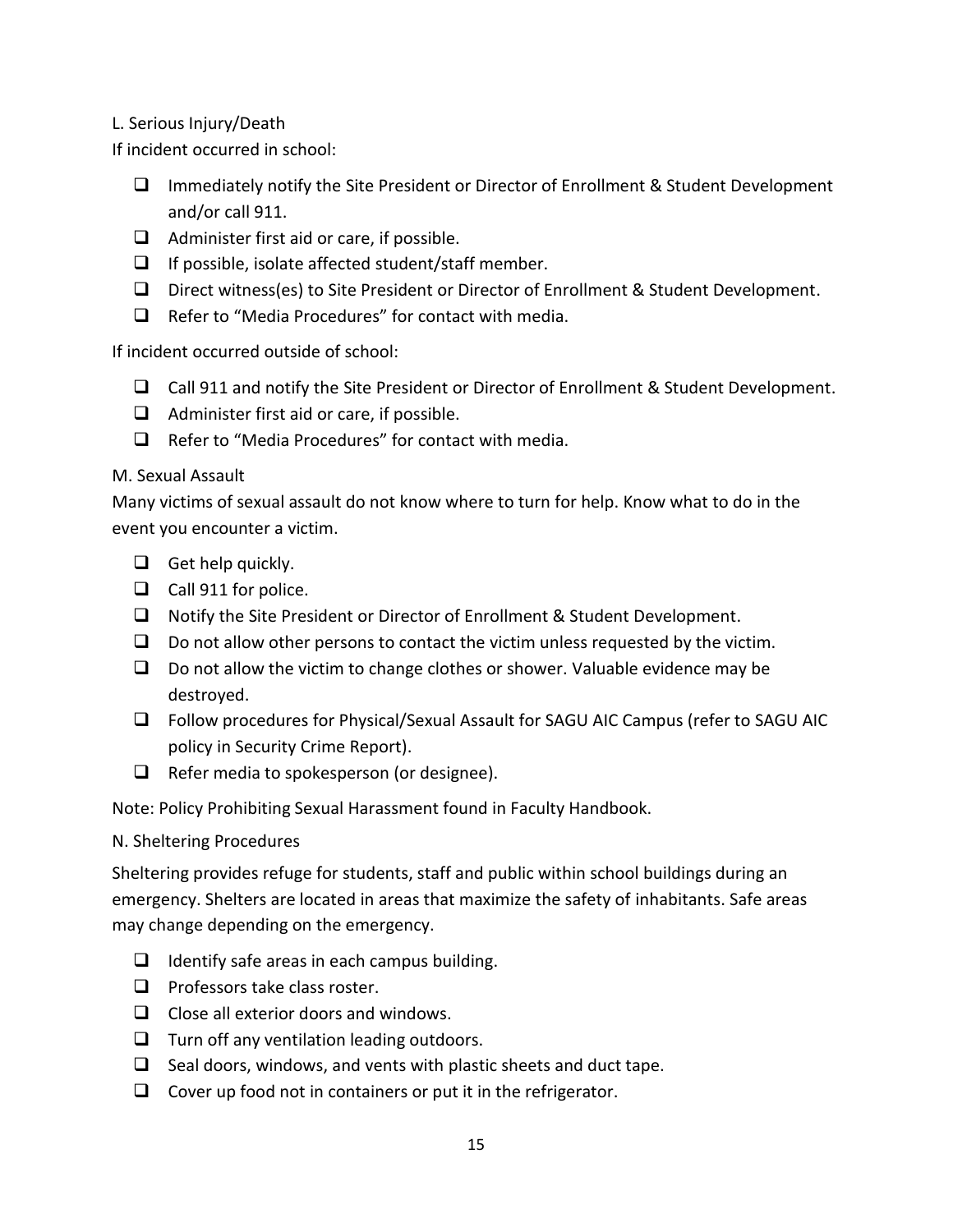### L. Serious Injury/Death

If incident occurred in school:

- [ ] Immediately notify the Site President or Director of Enrollment & Student Development and/or call 911.
- [ ] Administer first aid or care, if possible.
- [ ] If possible, isolate affected student/staff member.
- [ ] Direct witness(es) to Site President or Director of Enrollment & Student Development.
- [ ] Refer to "Media Procedures" for contact with media.

If incident occurred outside of school:

- [ ] Call 911 and notify the Site President or Director of Enrollment & Student Development.
- [ ] Administer first aid or care, if possible.
- [ ] Refer to "Media Procedures" for contact with media.

### M. Sexual Assault

Many victims of sexual assault do not know where to turn for help. Know what to do in the event you encounter a victim.

- [ ] Get help quickly.
- [ ] Call 911 for police.
- [ ] Notify the Site President or Director of Enrollment & Student Development.
- [ ] Do not allow other persons to contact the victim unless requested by the victim.
- [ ] Do not allow the victim to change clothes or shower. Valuable evidence may be destroyed.
- [ ] Follow procedures for Physical/Sexual Assault for SAGU AIC Campus (refer to SAGU AIC policy in Security Crime Report).
- [ ] Refer media to spokesperson (or designee).

Note: Policy Prohibiting Sexual Harassment found in Faculty Handbook.

### N. Sheltering Procedures

Sheltering provides refuge for students, staff and public within school buildings during an emergency. Shelters are located in areas that maximize the safety of inhabitants. Safe areas may change depending on the emergency.

- [ ] Identify safe areas in each campus building.
- [ ] Professors take class roster.
- [ ] Close all exterior doors and windows.
- [ ] Turn off any ventilation leading outdoors.
- [ ] Seal doors, windows, and vents with plastic sheets and duct tape.
- [ ] Cover up food not in containers or put it in the refrigerator.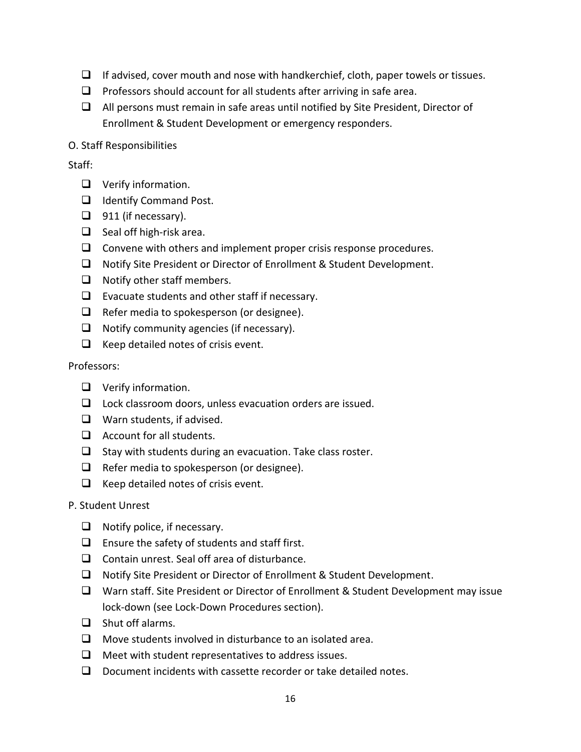- [ ] If advised, cover mouth and nose with handkerchief, cloth, paper towels or tissues.
- [ ] Professors should account for all students after arriving in safe area.
- [ ] All persons must remain in safe areas until notified by Site President, Director of Enrollment & Student Development or emergency responders.

O. Staff Responsibilities

Staff:

- [ ] Verify information.
- [ ] Identify Command Post.
- [ ] 911 (if necessary).
- [ ] Seal off high-risk area.
- [ ] Convene with others and implement proper crisis response procedures.
- [ ] Notify Site President or Director of Enrollment & Student Development.
- [ ] Notify other staff members.
- [ ] Evacuate students and other staff if necessary.
- [ ] Refer media to spokesperson (or designee).
- [ ] Notify community agencies (if necessary).
- [ ] Keep detailed notes of crisis event.

Professors:

- [ ] Verify information.
- [ ] Lock classroom doors, unless evacuation orders are issued.
- [ ] Warn students, if advised.
- [ ] Account for all students.
- [ ] Stay with students during an evacuation. Take class roster.
- [ ] Refer media to spokesperson (or designee).
- [ ] Keep detailed notes of crisis event.

P. Student Unrest

- [ ] Notify police, if necessary.
- [ ] Ensure the safety of students and staff first.
- [ ] Contain unrest. Seal off area of disturbance.
- [ ] Notify Site President or Director of Enrollment & Student Development.
- [ ] Warn staff. Site President or Director of Enrollment & Student Development may issue lock-down (see Lock-Down Procedures section).
- [ ] Shut off alarms.
- [ ] Move students involved in disturbance to an isolated area.
- [ ] Meet with student representatives to address issues.
- [ ] Document incidents with cassette recorder or take detailed notes.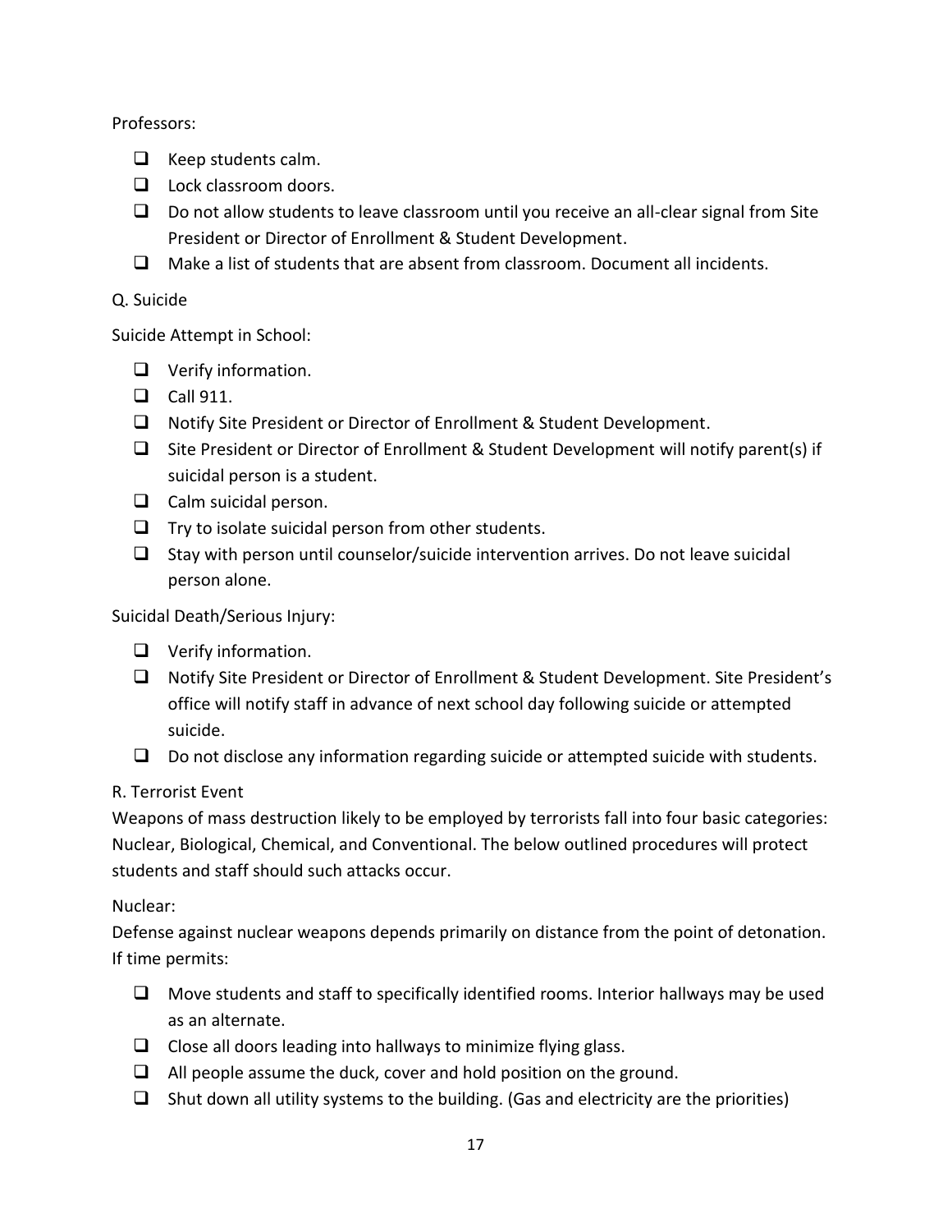Professors:

- Keep students calm.
- Lock classroom doors.
- Do not allow students to leave classroom until you receive an all-clear signal from Site President or Director of Enrollment & Student Development.
- Make a list of students that are absent from classroom. Document all incidents.

Q. Suicide

Suicide Attempt in School:

- Verify information.
- Call 911.
- Notify Site President or Director of Enrollment & Student Development.
- Site President or Director of Enrollment & Student Development will notify parent(s) if suicidal person is a student.
- Calm suicidal person.
- Try to isolate suicidal person from other students.
- Stay with person until counselor/suicide intervention arrives. Do not leave suicidal person alone.

Suicidal Death/Serious Injury:

- Verify information.
- Notify Site President or Director of Enrollment & Student Development. Site President's office will notify staff in advance of next school day following suicide or attempted suicide.
- Do not disclose any information regarding suicide or attempted suicide with students.

R. Terrorist Event

Weapons of mass destruction likely to be employed by terrorists fall into four basic categories: Nuclear, Biological, Chemical, and Conventional. The below outlined procedures will protect students and staff should such attacks occur.

Nuclear:

Defense against nuclear weapons depends primarily on distance from the point of detonation. If time permits:

- Move students and staff to specifically identified rooms. Interior hallways may be used as an alternate.
- Close all doors leading into hallways to minimize flying glass.
- All people assume the duck, cover and hold position on the ground.
- Shut down all utility systems to the building. (Gas and electricity are the priorities)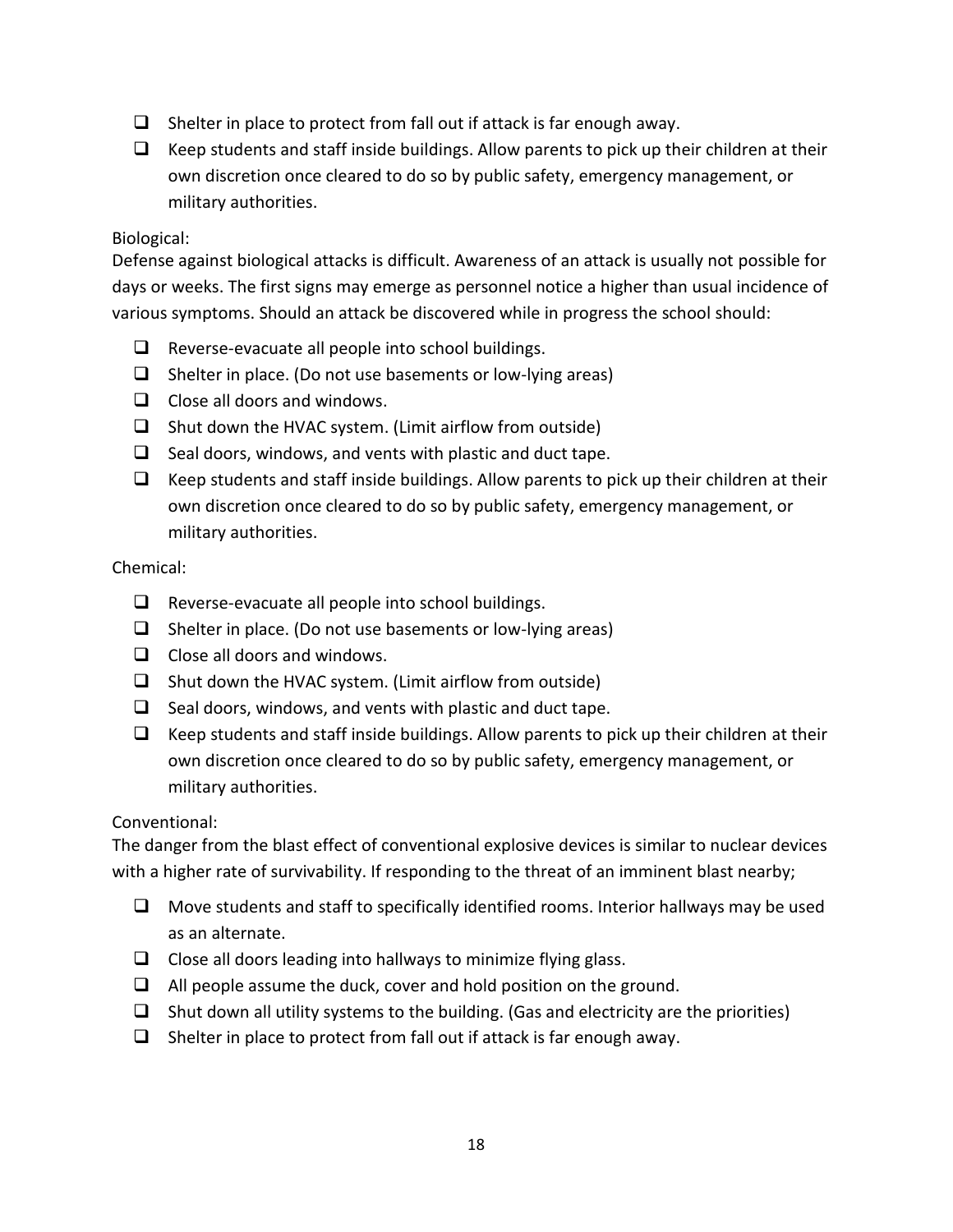- [ ] Shelter in place to protect from fall out if attack is far enough away.
- [ ] Keep students and staff inside buildings. Allow parents to pick up their children at their own discretion once cleared to do so by public safety, emergency management, or military authorities.

Biological:

Defense against biological attacks is difficult. Awareness of an attack is usually not possible for days or weeks. The first signs may emerge as personnel notice a higher than usual incidence of various symptoms. Should an attack be discovered while in progress the school should:

- [ ] Reverse-evacuate all people into school buildings.
- [ ] Shelter in place. (Do not use basements or low-lying areas)
- [ ] Close all doors and windows.
- [ ] Shut down the HVAC system. (Limit airflow from outside)
- [ ] Seal doors, windows, and vents with plastic and duct tape.
- [ ] Keep students and staff inside buildings. Allow parents to pick up their children at their own discretion once cleared to do so by public safety, emergency management, or military authorities.

Chemical:

- [ ] Reverse-evacuate all people into school buildings.
- [ ] Shelter in place. (Do not use basements or low-lying areas)
- [ ] Close all doors and windows.
- [ ] Shut down the HVAC system. (Limit airflow from outside)
- [ ] Seal doors, windows, and vents with plastic and duct tape.
- [ ] Keep students and staff inside buildings. Allow parents to pick up their children at their own discretion once cleared to do so by public safety, emergency management, or military authorities.

Conventional:

The danger from the blast effect of conventional explosive devices is similar to nuclear devices with a higher rate of survivability. If responding to the threat of an imminent blast nearby;

- [ ] Move students and staff to specifically identified rooms. Interior hallways may be used as an alternate.
- [ ] Close all doors leading into hallways to minimize flying glass.
- [ ] All people assume the duck, cover and hold position on the ground.
- [ ] Shut down all utility systems to the building. (Gas and electricity are the priorities)
- [ ] Shelter in place to protect from fall out if attack is far enough away.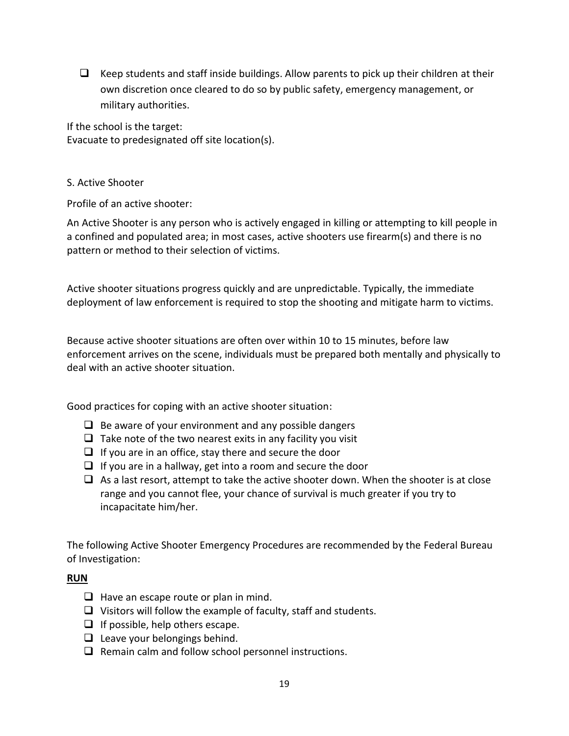- [ ] Keep students and staff inside buildings. Allow parents to pick up their children at their own discretion once cleared to do so by public safety, emergency management, or military authorities.

If the school is the target:
Evacuate to predesignated off site location(s).

S. Active Shooter

Profile of an active shooter:

An Active Shooter is any person who is actively engaged in killing or attempting to kill people in a confined and populated area; in most cases, active shooters use firearm(s) and there is no pattern or method to their selection of victims.

Active shooter situations progress quickly and are unpredictable. Typically, the immediate deployment of law enforcement is required to stop the shooting and mitigate harm to victims.

Because active shooter situations are often over within 10 to 15 minutes, before law enforcement arrives on the scene, individuals must be prepared both mentally and physically to deal with an active shooter situation.

Good practices for coping with an active shooter situation:

- [ ] Be aware of your environment and any possible dangers
- [ ] Take note of the two nearest exits in any facility you visit
- [ ] If you are in an office, stay there and secure the door
- [ ] If you are in a hallway, get into a room and secure the door
- [ ] As a last resort, attempt to take the active shooter down. When the shooter is at close range and you cannot flee, your chance of survival is much greater if you try to incapacitate him/her.

The following Active Shooter Emergency Procedures are recommended by the Federal Bureau of Investigation:

**RUN**

- [ ] Have an escape route or plan in mind.
- [ ] Visitors will follow the example of faculty, staff and students.
- [ ] If possible, help others escape.
- [ ] Leave your belongings behind.
- [ ] Remain calm and follow school personnel instructions.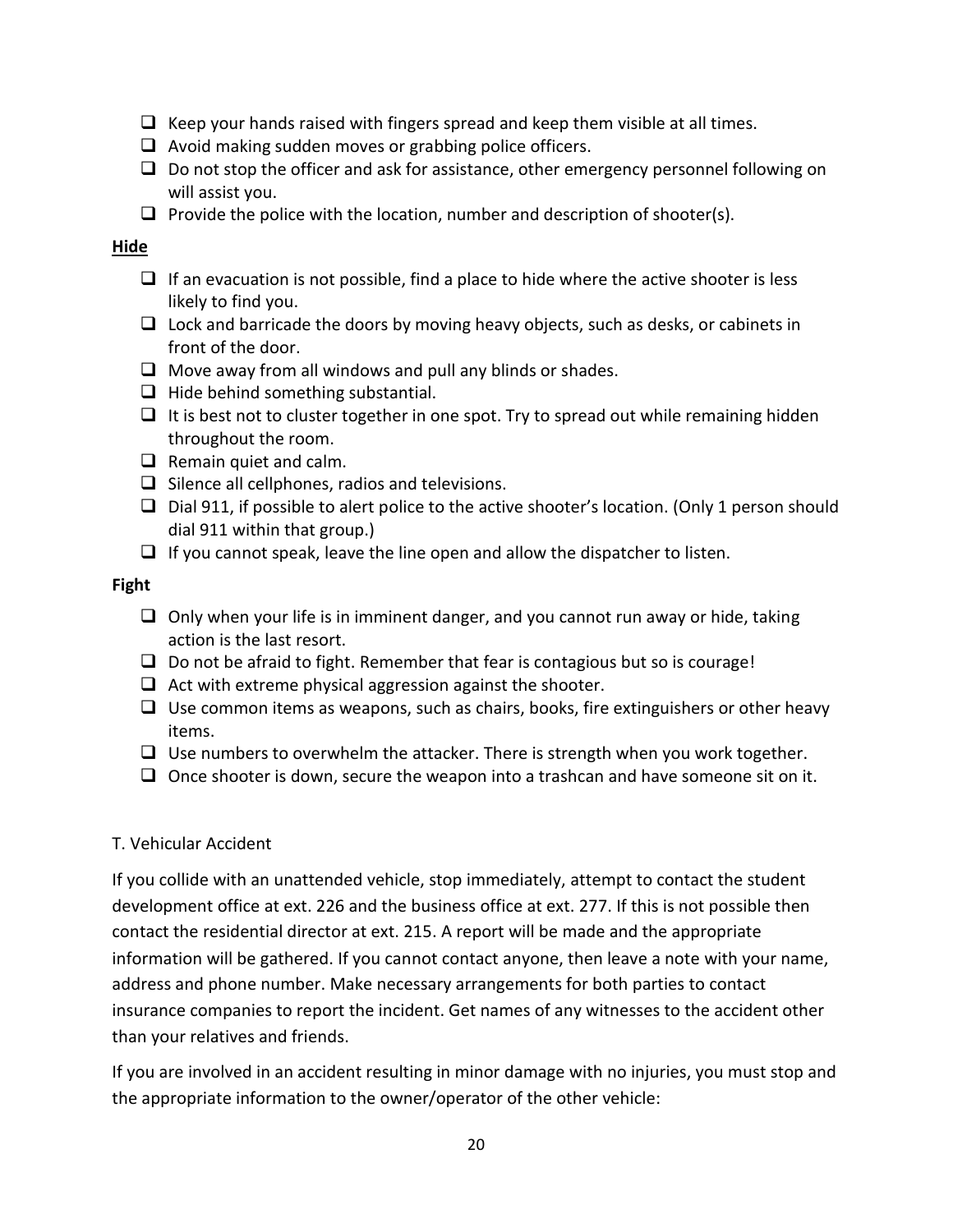- [ ] Keep your hands raised with fingers spread and keep them visible at all times.
- [ ] Avoid making sudden moves or grabbing police officers.
- [ ] Do not stop the officer and ask for assistance, other emergency personnel following on will assist you.
- [ ] Provide the police with the location, number and description of shooter(s).

**Hide**

- [ ] If an evacuation is not possible, find a place to hide where the active shooter is less likely to find you.
- [ ] Lock and barricade the doors by moving heavy objects, such as desks, or cabinets in front of the door.
- [ ] Move away from all windows and pull any blinds or shades.
- [ ] Hide behind something substantial.
- [ ] It is best not to cluster together in one spot. Try to spread out while remaining hidden throughout the room.
- [ ] Remain quiet and calm.
- [ ] Silence all cellphones, radios and televisions.
- [ ] Dial 911, if possible to alert police to the active shooter's location. (Only 1 person should dial 911 within that group.)
- [ ] If you cannot speak, leave the line open and allow the dispatcher to listen.

**Fight**

- [ ] Only when your life is in imminent danger, and you cannot run away or hide, taking action is the last resort.
- [ ] Do not be afraid to fight. Remember that fear is contagious but so is courage!
- [ ] Act with extreme physical aggression against the shooter.
- [ ] Use common items as weapons, such as chairs, books, fire extinguishers or other heavy items.
- [ ] Use numbers to overwhelm the attacker. There is strength when you work together.
- [ ] Once shooter is down, secure the weapon into a trashcan and have someone sit on it.

T. Vehicular Accident

If you collide with an unattended vehicle, stop immediately, attempt to contact the student development office at ext. 226 and the business office at ext. 277. If this is not possible then contact the residential director at ext. 215. A report will be made and the appropriate information will be gathered. If you cannot contact anyone, then leave a note with your name, address and phone number. Make necessary arrangements for both parties to contact insurance companies to report the incident. Get names of any witnesses to the accident other than your relatives and friends.

If you are involved in an accident resulting in minor damage with no injuries, you must stop and the appropriate information to the owner/operator of the other vehicle: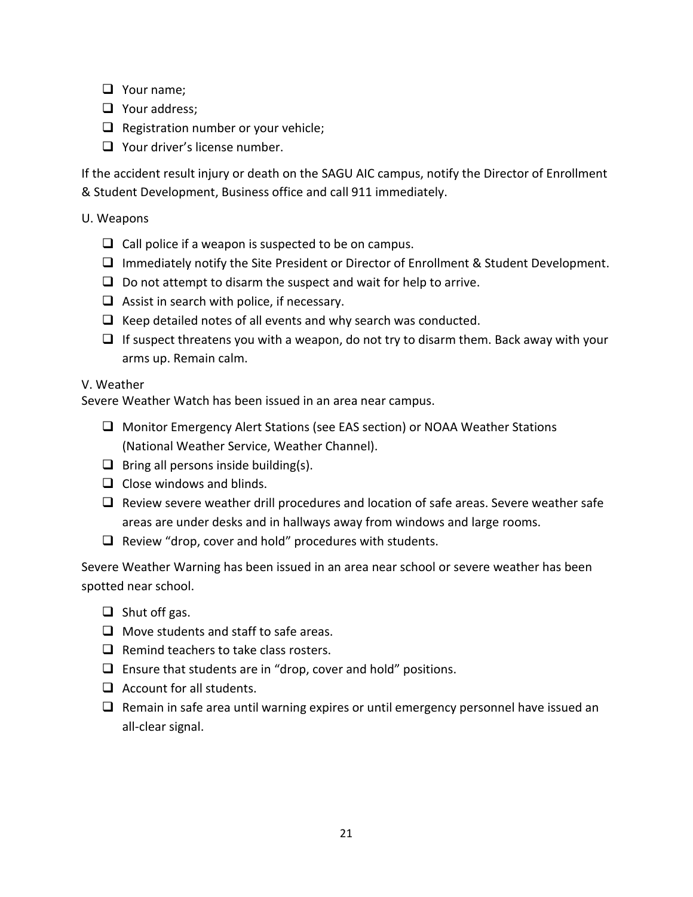- ❑ Your name;
- ❑ Your address;
- ❑ Registration number or your vehicle;
- ❑ Your driver's license number.

If the accident result injury or death on the SAGU AIC campus, notify the Director of Enrollment & Student Development, Business office and call 911 immediately.

U. Weapons

- ❑ Call police if a weapon is suspected to be on campus.
- ❑ Immediately notify the Site President or Director of Enrollment & Student Development.
- ❑ Do not attempt to disarm the suspect and wait for help to arrive.
- ❑ Assist in search with police, if necessary.
- ❑ Keep detailed notes of all events and why search was conducted.
- ❑ If suspect threatens you with a weapon, do not try to disarm them. Back away with your arms up. Remain calm.

V. Weather

Severe Weather Watch has been issued in an area near campus.

- ❑ Monitor Emergency Alert Stations (see EAS section) or NOAA Weather Stations (National Weather Service, Weather Channel).
- ❑ Bring all persons inside building(s).
- ❑ Close windows and blinds.
- ❑ Review severe weather drill procedures and location of safe areas. Severe weather safe areas are under desks and in hallways away from windows and large rooms.
- ❑ Review "drop, cover and hold" procedures with students.

Severe Weather Warning has been issued in an area near school or severe weather has been spotted near school.

- ❑ Shut off gas.
- ❑ Move students and staff to safe areas.
- ❑ Remind teachers to take class rosters.
- ❑ Ensure that students are in "drop, cover and hold" positions.
- ❑ Account for all students.
- ❑ Remain in safe area until warning expires or until emergency personnel have issued an all-clear signal.